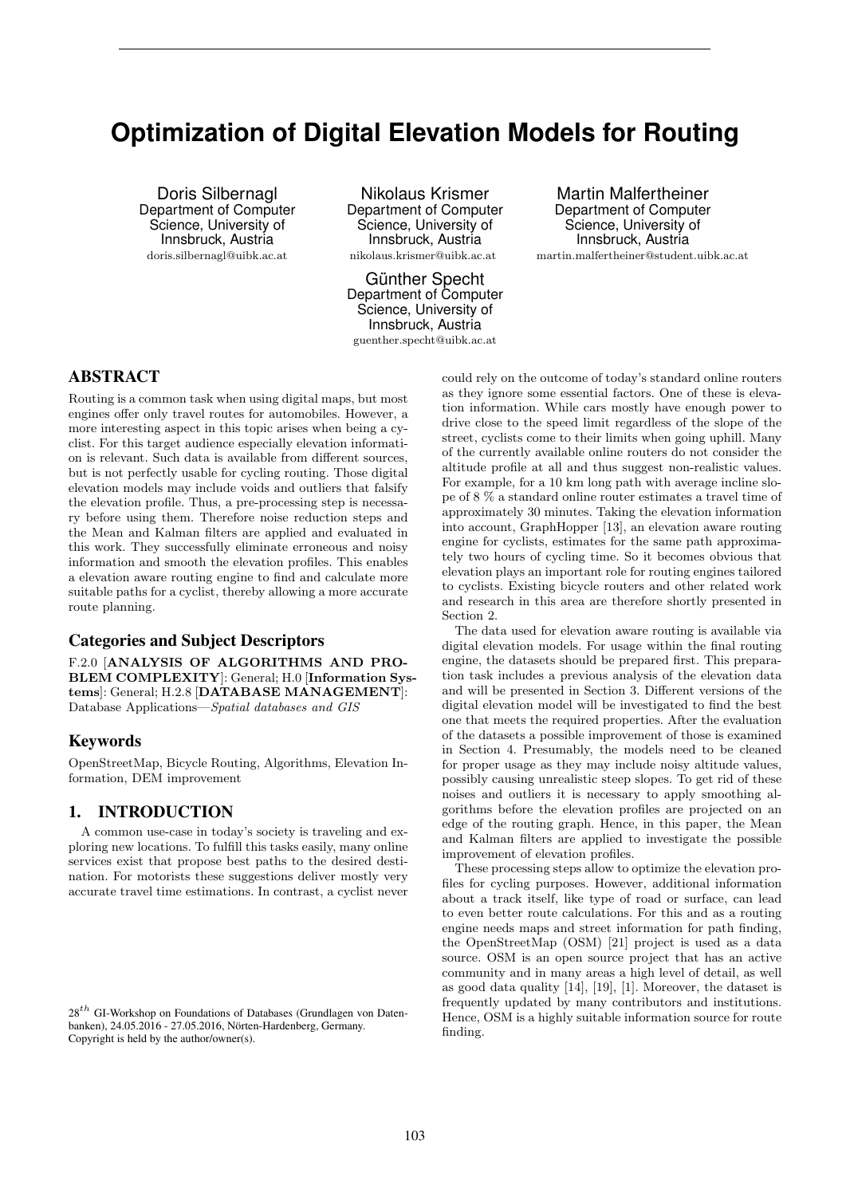# Optimization of Digital Elevation Models for Routing

Doris Silbernagl
Department of Computer Science, University of Innsbruck, Austria
doris.silbernagl@uibk.ac.at

Nikolaus Krismer
Department of Computer Science, University of Innsbruck, Austria
nikolaus.krismer@uibk.ac.at

Martin Malfertheiner
Department of Computer Science, University of Innsbruck, Austria
martin.malfertheiner@student.uibk.ac.at

Günther Specht
Department of Computer Science, University of Innsbruck, Austria
guenther.specht@uibk.ac.at

## ABSTRACT

Routing is a common task when using digital maps, but most engines offer only travel routes for automobiles. However, a more interesting aspect in this topic arises when being a cyclist. For this target audience especially elevation information is relevant. Such data is available from different sources, but is not perfectly usable for cycling routing. Those digital elevation models may include voids and outliers that falsify the elevation profile. Thus, a pre-processing step is necessary before using them. Therefore noise reduction steps and the Mean and Kalman filters are applied and evaluated in this work. They successfully eliminate erroneous and noisy information and smooth the elevation profiles. This enables a elevation aware routing engine to find and calculate more suitable paths for a cyclist, thereby allowing a more accurate route planning.

### Categories and Subject Descriptors

F.2.0 [**ANALYSIS OF ALGORITHMS AND PROBLEM COMPLEXITY**]: General; H.0 [**Information Systems**]: General; H.2.8 [**DATABASE MANAGEMENT**]: Database Applications—*Spatial databases and GIS*

### Keywords

OpenStreetMap, Bicycle Routing, Algorithms, Elevation Information, DEM improvement

## 1. INTRODUCTION

A common use-case in today's society is traveling and exploring new locations. To fulfill this tasks easily, many online services exist that propose best paths to the desired destination. For motorists these suggestions deliver mostly very accurate travel time estimations. In contrast, a cyclist never could rely on the outcome of today's standard online routers as they ignore some essential factors. One of these is elevation information. While cars mostly have enough power to drive close to the speed limit regardless of the slope of the street, cyclists come to their limits when going uphill. Many of the currently available online routers do not consider the altitude profile at all and thus suggest non-realistic values. For example, for a 10 km long path with average incline slope of 8 % a standard online router estimates a travel time of approximately 30 minutes. Taking the elevation information into account, GraphHopper [13], an elevation aware routing engine for cyclists, estimates for the same path approximately two hours of cycling time. So it becomes obvious that elevation plays an important role for routing engines tailored to cyclists. Existing bicycle routers and other related work and research in this area are therefore shortly presented in Section 2.

The data used for elevation aware routing is available via digital elevation models. For usage within the final routing engine, the datasets should be prepared first. This preparation task includes a previous analysis of the elevation data and will be presented in Section 3. Different versions of the digital elevation model will be investigated to find the best one that meets the required properties. After the evaluation of the datasets a possible improvement of those is examined in Section 4. Presumably, the models need to be cleaned for proper usage as they may include noisy altitude values, possibly causing unrealistic steep slopes. To get rid of these noises and outliers it is necessary to apply smoothing algorithms before the elevation profiles are projected on an edge of the routing graph. Hence, in this paper, the Mean and Kalman filters are applied to investigate the possible improvement of elevation profiles.

These processing steps allow to optimize the elevation profiles for cycling purposes. However, additional information about a track itself, like type of road or surface, can lead to even better route calculations. For this and as a routing engine needs maps and street information for path finding, the OpenStreetMap (OSM) [21] project is used as a data source. OSM is an open source project that has an active community and in many areas a high level of detail, as well as good data quality [14], [19], [1]. Moreover, the dataset is frequently updated by many contributors and institutions. Hence, OSM is a highly suitable information source for route finding.

$28^{th}$ GI-Workshop on Foundations of Databases (Grundlagen von Datenbanken), 24.05.2016 - 27.05.2016, Nörten-Hardenberg, Germany.
Copyright is held by the author/owner(s).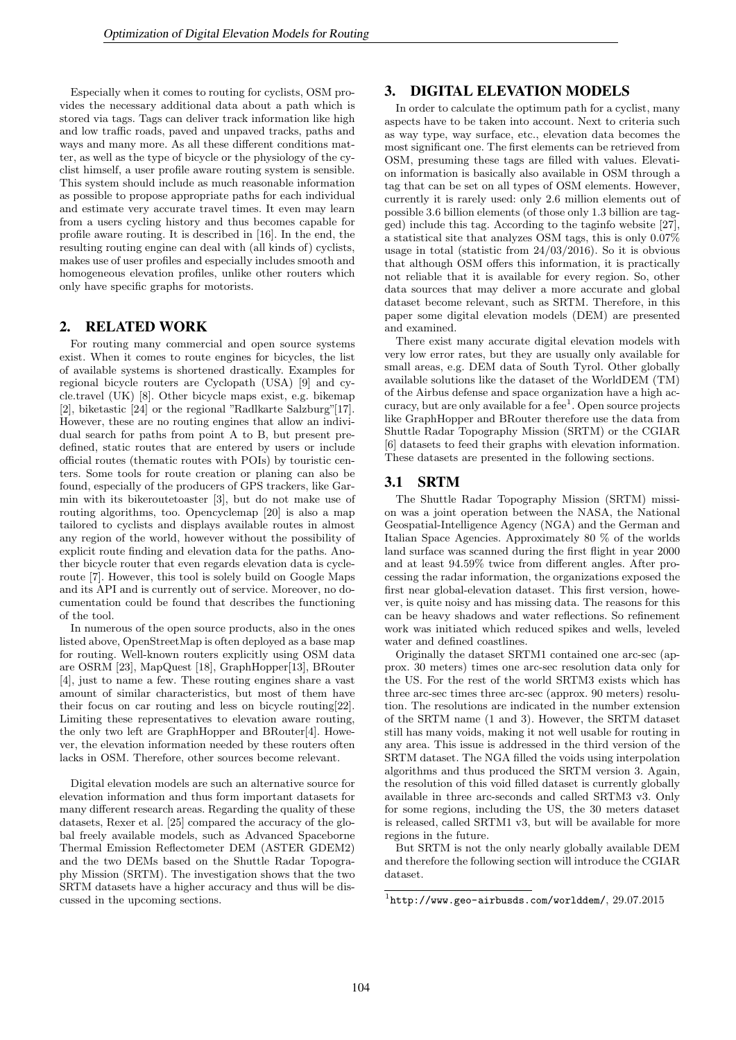Especially when it comes to routing for cyclists, OSM provides the necessary additional data about a path which is stored via tags. Tags can deliver track information like high and low traffic roads, paved and unpaved tracks, paths and ways and many more. As all these different conditions matter, as well as the type of bicycle or the physiology of the cyclist himself, a user profile aware routing system is sensible. This system should include as much reasonable information as possible to propose appropriate paths for each individual and estimate very accurate travel times. It even may learn from a users cycling history and thus becomes capable for profile aware routing. It is described in [16]. In the end, the resulting routing engine can deal with (all kinds of) cyclists, makes use of user profiles and especially includes smooth and homogeneous elevation profiles, unlike other routers which only have specific graphs for motorists.

## 2. RELATED WORK

For routing many commercial and open source systems exist. When it comes to route engines for bicycles, the list of available systems is shortened drastically. Examples for regional bicycle routers are Cyclopath (USA) [9] and cycle.travel (UK) [8]. Other bicycle maps exist, e.g. bikemap [2], biketastic [24] or the regional "Radlkarte Salzburg"[17]. However, these are no routing engines that allow an individual search for paths from point A to B, but present predefined, static routes that are entered by users or include official routes (thematic routes with POIs) by touristic centers. Some tools for route creation or planing can also be found, especially of the producers of GPS trackers, like Garmin with its bikeroutetoaster [3], but do not make use of routing algorithms, too. Opencyclemap [20] is also a map tailored to cyclists and displays available routes in almost any region of the world, however without the possibility of explicit route finding and elevation data for the paths. Another bicycle router that even regards elevation data is cycleroute [7]. However, this tool is solely build on Google Maps and its API and is currently out of service. Moreover, no documentation could be found that describes the functioning of the tool.

In numerous of the open source products, also in the ones listed above, OpenStreetMap is often deployed as a base map for routing. Well-known routers explicitly using OSM data are OSRM [23], MapQuest [18], GraphHopper[13], BRouter [4], just to name a few. These routing engines share a vast amount of similar characteristics, but most of them have their focus on car routing and less on bicycle routing[22]. Limiting these representatives to elevation aware routing, the only two left are GraphHopper and BRouter[4]. However, the elevation information needed by these routers often lacks in OSM. Therefore, other sources become relevant.

Digital elevation models are such an alternative source for elevation information and thus form important datasets for many different research areas. Regarding the quality of these datasets, Rexer et al. [25] compared the accuracy of the global freely available models, such as Advanced Spaceborne Thermal Emission Reflectometer DEM (ASTER GDEM2) and the two DEMs based on the Shuttle Radar Topography Mission (SRTM). The investigation shows that the two SRTM datasets have a higher accuracy and thus will be discussed in the upcoming sections.

## 3. DIGITAL ELEVATION MODELS

In order to calculate the optimum path for a cyclist, many aspects have to be taken into account. Next to criteria such as way type, way surface, etc., elevation data becomes the most significant one. The first elements can be retrieved from OSM, presuming these tags are filled with values. Elevation information is basically also available in OSM through a tag that can be set on all types of OSM elements. However, currently it is rarely used: only 2.6 million elements out of possible 3.6 billion elements (of those only 1.3 billion are tagged) include this tag. According to the taginfo website [27], a statistical site that analyzes OSM tags, this is only 0.07% usage in total (statistic from 24/03/2016). So it is obvious that although OSM offers this information, it is practically not reliable that it is available for every region. So, other data sources that may deliver a more accurate and global dataset become relevant, such as SRTM. Therefore, in this paper some digital elevation models (DEM) are presented and examined.

There exist many accurate digital elevation models with very low error rates, but they are usually only available for small areas, e.g. DEM data of South Tyrol. Other globally available solutions like the dataset of the WorldDEM (TM) of the Airbus defense and space organization have a high accuracy, but are only available for a fee[1]. Open source projects like GraphHopper and BRouter therefore use the data from Shuttle Radar Topography Mission (SRTM) or the CGIAR [6] datasets to feed their graphs with elevation information. These datasets are presented in the following sections.

### 3.1 SRTM

The Shuttle Radar Topography Mission (SRTM) mission was a joint operation between the NASA, the National Geospatial-Intelligence Agency (NGA) and the German and Italian Space Agencies. Approximately 80 % of the worlds land surface was scanned during the first flight in year 2000 and at least 94.59% twice from different angles. After processing the radar information, the organizations exposed the first near global-elevation dataset. This first version, however, is quite noisy and has missing data. The reasons for this can be heavy shadows and water reflections. So refinement work was initiated which reduced spikes and wells, leveled water and defined coastlines.

Originally the dataset SRTM1 contained one arc-sec (approx. 30 meters) times one arc-sec resolution data only for the US. For the rest of the world SRTM3 exists which has three arc-sec times three arc-sec (approx. 90 meters) resolution. The resolutions are indicated in the number extension of the SRTM name (1 and 3). However, the SRTM dataset still has many voids, making it not well usable for routing in any area. This issue is addressed in the third version of the SRTM dataset. The NGA filled the voids using interpolation algorithms and thus produced the SRTM version 3. Again, the resolution of this void filled dataset is currently globally available in three arc-seconds and called SRTM3 v3. Only for some regions, including the US, the 30 meters dataset is released, called SRTM1 v3, but will be available for more regions in the future.

But SRTM is not the only nearly globally available DEM and therefore the following section will introduce the CGIAR dataset.

[1] http://www.geo-airbusds.com/worlddem/, 29.07.2015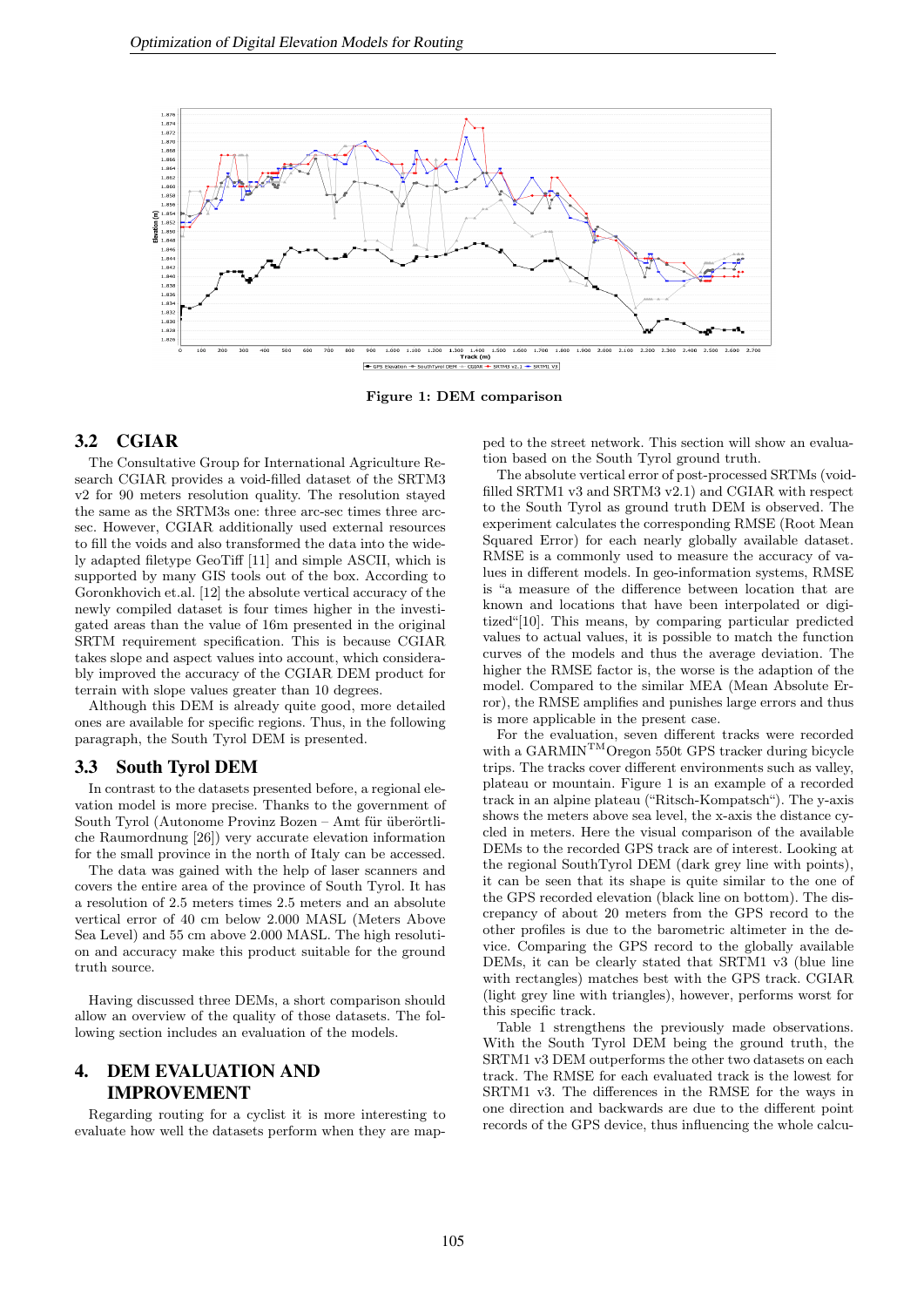Figure 1: DEM comparison

## 3.2 CGIAR

The Consultative Group for International Agriculture Research CGIAR provides a void-filled dataset of the SRTM3 v2 for 90 meters resolution quality. The resolution stayed the same as the SRTM3s one: three arc-sec times three arc-sec. However, CGIAR additionally used external resources to fill the voids and also transformed the data into the widely adapted filetype GeoTiff [11] and simple ASCII, which is supported by many GIS tools out of the box. According to Goronkhovich et.al. [12] the absolute vertical accuracy of the newly compiled dataset is four times higher in the investigated areas than the value of 16m presented in the original SRTM requirement specification. This is because CGIAR takes slope and aspect values into account, which considerably improved the accuracy of the CGIAR DEM product for terrain with slope values greater than 10 degrees.

Although this DEM is already quite good, more detailed ones are available for specific regions. Thus, in the following paragraph, the South Tyrol DEM is presented.

## 3.3 South Tyrol DEM

In contrast to the datasets presented before, a regional elevation model is more precise. Thanks to the government of South Tyrol (Autonome Provinz Bozen – Amt für überörtliche Raumordnung [26]) very accurate elevation information for the small province in the north of Italy can be accessed.

The data was gained with the help of laser scanners and covers the entire area of the province of South Tyrol. It has a resolution of 2.5 meters times 2.5 meters and an absolute vertical error of 40 cm below 2.000 MASL (Meters Above Sea Level) and 55 cm above 2.000 MASL. The high resolution and accuracy make this product suitable for the ground truth source.

Having discussed three DEMs, a short comparison should allow an overview of the quality of those datasets. The following section includes an evaluation of the models.

# 4. DEM EVALUATION AND IMPROVEMENT

Regarding routing for a cyclist it is more interesting to evaluate how well the datasets perform when they are mapped to the street network. This section will show an evaluation based on the South Tyrol ground truth.

The absolute vertical error of post-processed SRTMs (void-filled SRTM1 v3 and SRTM3 v2.1) and CGIAR with respect to the South Tyrol as ground truth DEM is observed. The experiment calculates the corresponding RMSE (Root Mean Squared Error) for each nearly globally available dataset. RMSE is a commonly used to measure the accuracy of values in different models. In geo-information systems, RMSE is "a measure of the difference between location that are known and locations that have been interpolated or digitized"[10]. This means, by comparing particular predicted values to actual values, it is possible to match the function curves of the models and thus the average deviation. The higher the RMSE factor is, the worse is the adaption of the model. Compared to the similar MEA (Mean Absolute Error), the RMSE amplifies and punishes large errors and thus is more applicable in the present case.

For the evaluation, seven different tracks were recorded with a GARMIN$^{TM}$Oregon 550t GPS tracker during bicycle trips. The tracks cover different environments such as valley, plateau or mountain. Figure 1 is an example of a recorded track in an alpine plateau ("Ritsch-Kompatsch"). The y-axis shows the meters above sea level, the x-axis the distance cycled in meters. Here the visual comparison of the available DEMs to the recorded GPS track are of interest. Looking at the regional SouthTyrol DEM (dark grey line with points), it can be seen that its shape is quite similar to the one of the GPS recorded elevation (black line on bottom). The discrepancy of about 20 meters from the GPS record to the other profiles is due to the barometric altimeter in the device. Comparing the GPS record to the globally available DEMs, it can be clearly stated that SRTM1 v3 (blue line with rectangles) matches best with the GPS track. CGIAR (light grey line with triangles), however, performs worst for this specific track.

Table 1 strengthens the previously made observations. With the South Tyrol DEM being the ground truth, the SRTM1 v3 DEM outperforms the other two datasets on each track. The RMSE for each evaluated track is the lowest for SRTM1 v3. The differences in the RMSE for the ways in one direction and backwards are due to the different point records of the GPS device, thus influencing the whole calcu-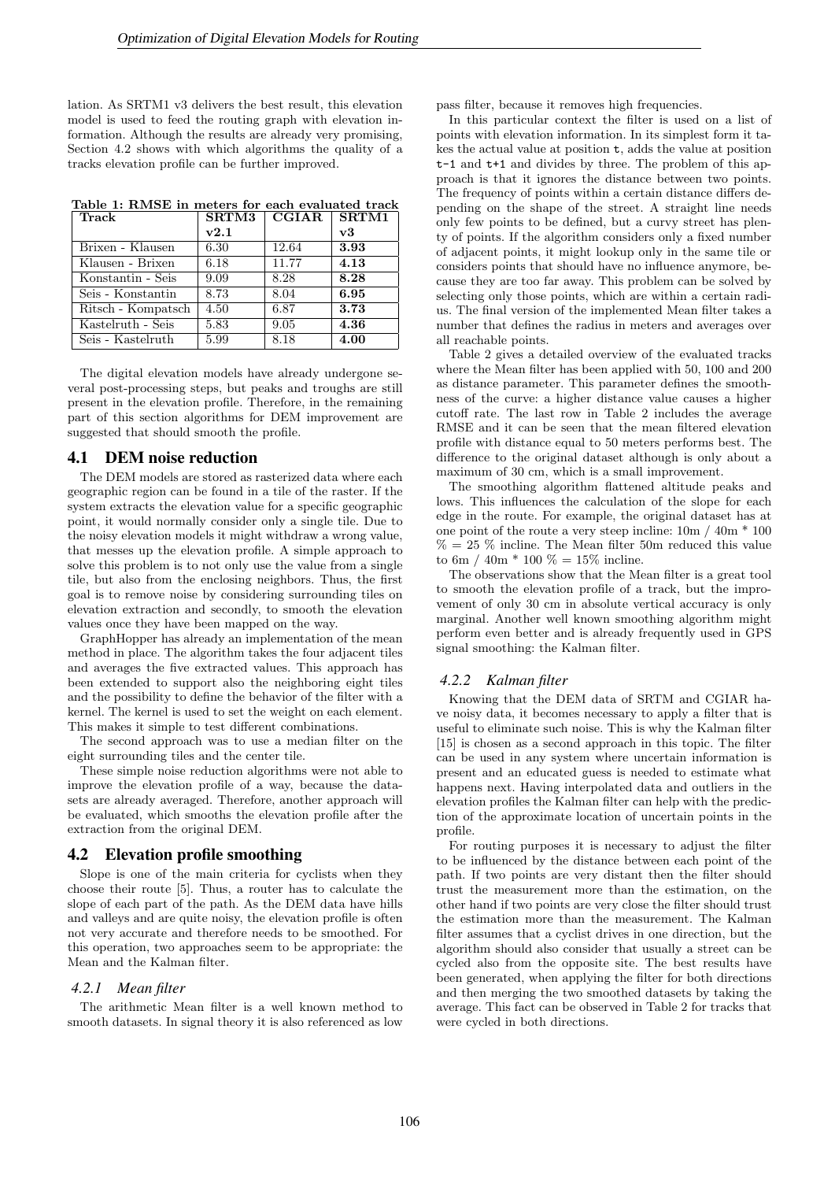lation. As SRTM1 v3 delivers the best result, this elevation model is used to feed the routing graph with elevation information. Although the results are already very promising, Section 4.2 shows with which algorithms the quality of a tracks elevation profile can be further improved.

**Table 1: RMSE in meters for each evaluated track**

| Track | SRTM3 v2.1 | CGIAR | SRTM1 v3 |
|---|---|---|---|
| Brixen - Klausen | 6.30 | 12.64 | **3.93** |
| Klausen - Brixen | 6.18 | 11.77 | **4.13** |
| Konstantin - Seis | 9.09 | 8.28 | **8.28** |
| Seis - Konstantin | 8.73 | 8.04 | **6.95** |
| Ritsch - Kompatsch | 4.50 | 6.87 | **3.73** |
| Kastelruth - Seis | 5.83 | 9.05 | **4.36** |
| Seis - Kastelruth | 5.99 | 8.18 | **4.00** |

The digital elevation models have already undergone several post-processing steps, but peaks and troughs are still present in the elevation profile. Therefore, in the remaining part of this section algorithms for DEM improvement are suggested that should smooth the profile.

## 4.1 DEM noise reduction

The DEM models are stored as rasterized data where each geographic region can be found in a tile of the raster. If the system extracts the elevation value for a specific geographic point, it would normally consider only a single tile. Due to the noisy elevation models it might withdraw a wrong value, that messes up the elevation profile. A simple approach to solve this problem is to not only use the value from a single tile, but also from the enclosing neighbors. Thus, the first goal is to remove noise by considering surrounding tiles on elevation extraction and secondly, to smooth the elevation values once they have been mapped on the way.

GraphHopper has already an implementation of the mean method in place. The algorithm takes the four adjacent tiles and averages the five extracted values. This approach has been extended to support also the neighboring eight tiles and the possibility to define the behavior of the filter with a kernel. The kernel is used to set the weight on each element. This makes it simple to test different combinations.

The second approach was to use a median filter on the eight surrounding tiles and the center tile.

These simple noise reduction algorithms were not able to improve the elevation profile of a way, because the datasets are already averaged. Therefore, another approach will be evaluated, which smooths the elevation profile after the extraction from the original DEM.

## 4.2 Elevation profile smoothing

Slope is one of the main criteria for cyclists when they choose their route [5]. Thus, a router has to calculate the slope of each part of the path. As the DEM data have hills and valleys and are quite noisy, the elevation profile is often not very accurate and therefore needs to be smoothed. For this operation, two approaches seem to be appropriate: the Mean and the Kalman filter.

### *4.2.1 Mean filter*

The arithmetic Mean filter is a well known method to smooth datasets. In signal theory it is also referenced as low pass filter, because it removes high frequencies.

In this particular context the filter is used on a list of points with elevation information. In its simplest form it takes the actual value at position `t`, adds the value at position `t-1` and `t+1` and divides by three. The problem of this approach is that it ignores the distance between two points. The frequency of points within a certain distance differs depending on the shape of the street. A straight line needs only few points to be defined, but a curvy street has plenty of points. If the algorithm considers only a fixed number of adjacent points, it might lookup only in the same tile or considers points that should have no influence anymore, because they are too far away. This problem can be solved by selecting only those points, which are within a certain radius. The final version of the implemented Mean filter takes a number that defines the radius in meters and averages over all reachable points.

Table 2 gives a detailed overview of the evaluated tracks where the Mean filter has been applied with 50, 100 and 200 as distance parameter. This parameter defines the smoothness of the curve: a higher distance value causes a higher cutoff rate. The last row in Table 2 includes the average RMSE and it can be seen that the mean filtered elevation profile with distance equal to 50 meters performs best. The difference to the original dataset although is only about a maximum of 30 cm, which is a small improvement.

The smoothing algorithm flattened altitude peaks and lows. This influences the calculation of the slope for each edge in the route. For example, the original dataset has at one point of the route a very steep incline: 10m / 40m * 100 % = 25 % incline. The Mean filter 50m reduced this value to 6m / 40m * 100 % = 15% incline.

The observations show that the Mean filter is a great tool to smooth the elevation profile of a track, but the improvement of only 30 cm in absolute vertical accuracy is only marginal. Another well known smoothing algorithm might perform even better and is already frequently used in GPS signal smoothing: the Kalman filter.

### *4.2.2 Kalman filter*

Knowing that the DEM data of SRTM and CGIAR have noisy data, it becomes necessary to apply a filter that is useful to eliminate such noise. This is why the Kalman filter [15] is chosen as a second approach in this topic. The filter can be used in any system where uncertain information is present and an educated guess is needed to estimate what happens next. Having interpolated data and outliers in the elevation profiles the Kalman filter can help with the prediction of the approximate location of uncertain points in the profile.

For routing purposes it is necessary to adjust the filter to be influenced by the distance between each point of the path. If two points are very distant then the filter should trust the measurement more than the estimation, on the other hand if two points are very close the filter should trust the estimation more than the measurement. The Kalman filter assumes that a cyclist drives in one direction, but the algorithm should also consider that usually a street can be cycled also from the opposite site. The best results have been generated, when applying the filter for both directions and then merging the two smoothed datasets by taking the average. This fact can be observed in Table 2 for tracks that were cycled in both directions.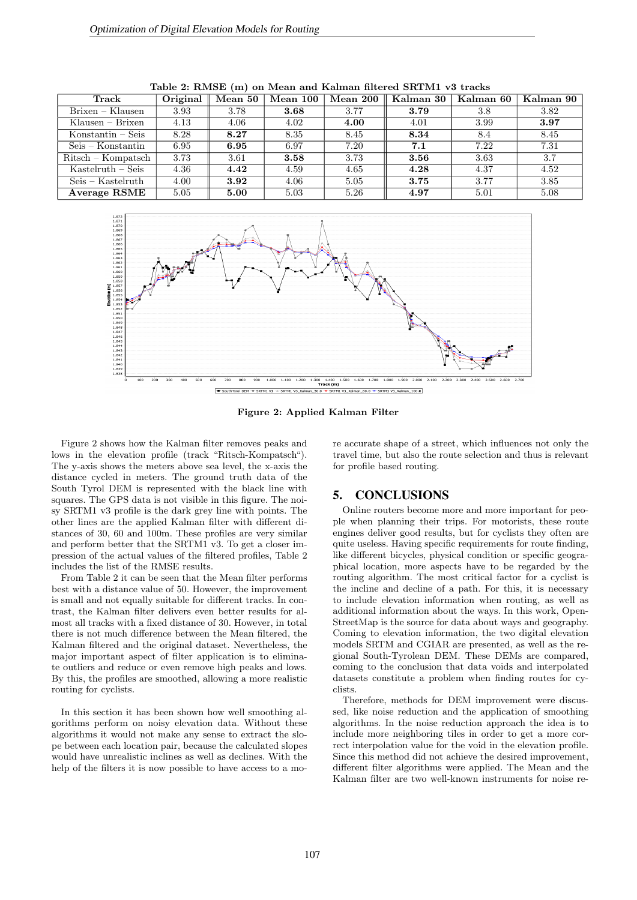**Table 2: RMSE (m) on Mean and Kalman filtered SRTM1 v3 tracks**

| Track | Original | Mean 50 | Mean 100 | Mean 200 | Kalman 30 | Kalman 60 | Kalman 90 |
|---|---|---|---|---|---|---|---|
| Brixen – Klausen | 3.93 | 3.78 | **3.68** | 3.77 | **3.79** | 3.8 | 3.82 |
| Klausen – Brixen | 4.13 | 4.06 | 4.02 | **4.00** | 4.01 | 3.99 | **3.97** |
| Konstantin – Seis | 8.28 | **8.27** | 8.35 | 8.45 | **8.34** | 8.4 | 8.45 |
| Seis – Konstantin | 6.95 | **6.95** | 6.97 | 7.20 | **7.1** | 7.22 | 7.31 |
| Ritsch – Kompatsch | 3.73 | 3.61 | **3.58** | 3.73 | **3.56** | 3.63 | 3.7 |
| Kastelruth – Seis | 4.36 | **4.42** | 4.59 | 4.65 | **4.28** | 4.37 | 4.52 |
| Seis – Kastelruth | 4.00 | **3.92** | 4.06 | 5.05 | **3.75** | 3.77 | 3.85 |
| **Average RSME** | 5.05 | **5.00** | 5.03 | 5.26 | **4.97** | 5.01 | 5.08 |

**Figure 2: Applied Kalman Filter**

Figure 2 shows how the Kalman filter removes peaks and lows in the elevation profile (track "Ritsch-Kompatsch"). The y-axis shows the meters above sea level, the x-axis the distance cycled in meters. The ground truth data of the South Tyrol DEM is represented with the black line with squares. The GPS data is not visible in this figure. The noisy SRTM1 v3 profile is the dark grey line with points. The other lines are the applied Kalman filter with different distances of 30, 60 and 100m. These profiles are very similar and perform better that the SRTM1 v3. To get a closer impression of the actual values of the filtered profiles, Table 2 includes the list of the RMSE results.

From Table 2 it can be seen that the Mean filter performs best with a distance value of 50. However, the improvement is small and not equally suitable for different tracks. In contrast, the Kalman filter delivers even better results for almost all tracks with a fixed distance of 30. However, in total there is not much difference between the Mean filtered, the Kalman filtered and the original dataset. Nevertheless, the major important aspect of filter application is to eliminate outliers and reduce or even remove high peaks and lows. By this, the profiles are smoothed, allowing a more realistic routing for cyclists.

In this section it has been shown how well smoothing algorithms perform on noisy elevation data. Without these algorithms it would not make any sense to extract the slope between each location pair, because the calculated slopes would have unrealistic inclines as well as declines. With the help of the filters it is now possible to have access to a more accurate shape of a street, which influences not only the travel time, but also the route selection and thus is relevant for profile based routing.

## 5. CONCLUSIONS

Online routers become more and more important for people when planning their trips. For motorists, these route engines deliver good results, but for cyclists they often are quite useless. Having specific requirements for route finding, like different bicycles, physical condition or specific geographical location, more aspects have to be regarded by the routing algorithm. The most critical factor for a cyclist is the incline and decline of a path. For this, it is necessary to include elevation information when routing, as well as additional information about the ways. In this work, OpenStreetMap is the source for data about ways and geography. Coming to elevation information, the two digital elevation models SRTM and CGIAR are presented, as well as the regional South-Tyrolean DEM. These DEMs are compared, coming to the conclusion that data voids and interpolated datasets constitute a problem when finding routes for cyclists.

Therefore, methods for DEM improvement were discussed, like noise reduction and the application of smoothing algorithms. In the noise reduction approach the idea is to include more neighboring tiles in order to get a more correct interpolation value for the void in the elevation profile. Since this method did not achieve the desired improvement, different filter algorithms were applied. The Mean and the Kalman filter are two well-known instruments for noise re-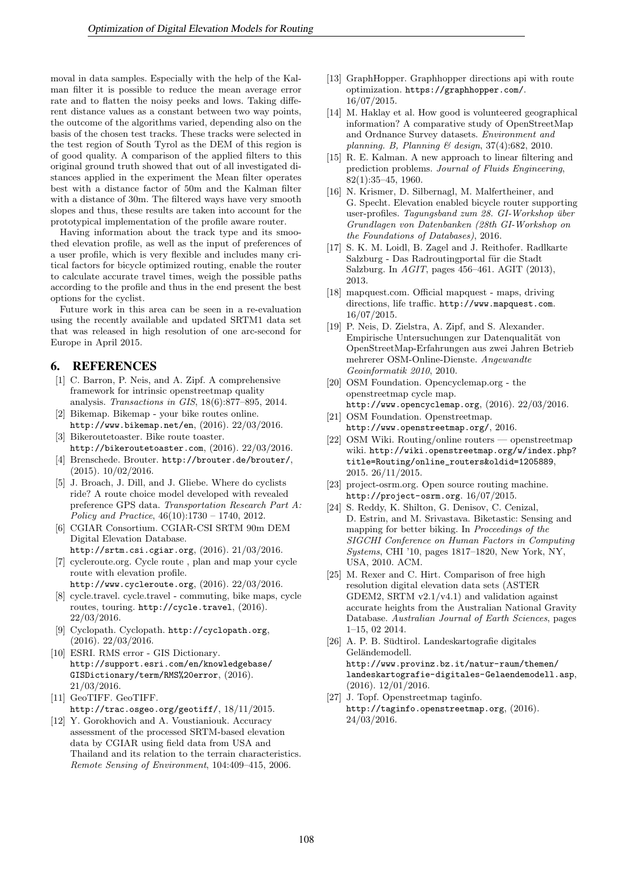moval in data samples. Especially with the help of the Kalman filter it is possible to reduce the mean average error rate and to flatten the noisy peeks and lows. Taking different distance values as a constant between two way points, the outcome of the algorithms varied, depending also on the basis of the chosen test tracks. These tracks were selected in the test region of South Tyrol as the DEM of this region is of good quality. A comparison of the applied filters to this original ground truth showed that out of all investigated distances applied in the experiment the Mean filter operates best with a distance factor of 50m and the Kalman filter with a distance of 30m. The filtered ways have very smooth slopes and thus, these results are taken into account for the prototypical implementation of the profile aware router.

Having information about the track type and its smoothed elevation profile, as well as the input of preferences of a user profile, which is very flexible and includes many critical factors for bicycle optimized routing, enable the router to calculate accurate travel times, weigh the possible paths according to the profile and thus in the end present the best options for the cyclist.

Future work in this area can be seen in a re-evaluation using the recently available and updated SRTM1 data set that was released in high resolution of one arc-second for Europe in April 2015.

## 6. REFERENCES

[1] C. Barron, P. Neis, and A. Zipf. A comprehensive framework for intrinsic openstreetmap quality analysis. *Transactions in GIS*, 18(6):877–895, 2014.

[2] Bikemap. Bikemap - your bike routes online. http://www.bikemap.net/en, (2016). 22/03/2016.

[3] Bikeroutetoaster. Bike route toaster. http://bikeroutetoaster.com, (2016). 22/03/2016.

[4] Brenschede. Brouter. http://brouter.de/brouter/, (2015). 10/02/2016.

[5] J. Broach, J. Dill, and J. Gliebe. Where do cyclists ride? A route choice model developed with revealed preference GPS data. *Transportation Research Part A: Policy and Practice*, 46(10):1730 – 1740, 2012.

[6] CGIAR Consortium. CGIAR-CSI SRTM 90m DEM Digital Elevation Database. http://srtm.csi.cgiar.org, (2016). 21/03/2016.

[7] cycleroute.org. Cycle route , plan and map your cycle route with elevation profile. http://www.cycleroute.org, (2016). 22/03/2016.

[8] cycle.travel. cycle.travel - commuting, bike maps, cycle routes, touring. http://cycle.travel, (2016). 22/03/2016.

[9] Cyclopath. Cyclopath. http://cyclopath.org, (2016). 22/03/2016.

[10] ESRI. RMS error - GIS Dictionary. http://support.esri.com/en/knowledgebase/GISDictionary/term/RMS%20error, (2016). 21/03/2016.

[11] GeoTIFF. GeoTIFF. http://trac.osgeo.org/geotiff/, 18/11/2015.

[12] Y. Gorokhovich and A. Voustianiouk. Accuracy assessment of the processed SRTM-based elevation data by CGIAR using field data from USA and Thailand and its relation to the terrain characteristics. *Remote Sensing of Environment*, 104:409–415, 2006.

[13] GraphHopper. Graphhopper directions api with route optimization. https://graphhopper.com/. 16/07/2015.

[14] M. Haklay et al. How good is volunteered geographical information? A comparative study of OpenStreetMap and Ordnance Survey datasets. *Environment and planning. B, Planning & design*, 37(4):682, 2010.

[15] R. E. Kalman. A new approach to linear filtering and prediction problems. *Journal of Fluids Engineering*, 82(1):35–45, 1960.

[16] N. Krismer, D. Silbernagl, M. Malfertheiner, and G. Specht. Elevation enabled bicycle router supporting user-profiles. *Tagungsband zum 28. GI-Workshop über Grundlagen von Datenbanken (28th GI-Workshop on the Foundations of Databases)*, 2016.

[17] S. K. M. Loidl, B. Zagel and J. Reithofer. Radlkarte Salzburg - Das Radroutingportal für die Stadt Salzburg. In *AGIT*, pages 456–461. AGIT (2013), 2013.

[18] mapquest.com. Official mapquest - maps, driving directions, life traffic. http://www.mapquest.com. 16/07/2015.

[19] P. Neis, D. Zielstra, A. Zipf, and S. Alexander. Empirische Untersuchungen zur Datenqualität von OpenStreetMap-Erfahrungen aus zwei Jahren Betrieb mehrerer OSM-Online-Dienste. *Angewandte Geoinformatik 2010*, 2010.

[20] OSM Foundation. Opencyclemap.org - the openstreetmap cycle map. http://www.opencyclemap.org, (2016). 22/03/2016.

[21] OSM Foundation. Openstreetmap. http://www.openstreetmap.org/, 2016.

[22] OSM Wiki. Routing/online routers — openstreetmap wiki. http://wiki.openstreetmap.org/w/index.php?title=Routing/online_routers&oldid=1205889, 2015. 26/11/2015.

[23] project-osrm.org. Open source routing machine. http://project-osrm.org. 16/07/2015.

[24] S. Reddy, K. Shilton, G. Denisov, C. Cenizal, D. Estrin, and M. Srivastava. Biketastic: Sensing and mapping for better biking. In *Proceedings of the SIGCHI Conference on Human Factors in Computing Systems*, CHI '10, pages 1817–1820, New York, NY, USA, 2010. ACM.

[25] M. Rexer and C. Hirt. Comparison of free high resolution digital elevation data sets (ASTER GDEM2, SRTM v2.1/v4.1) and validation against accurate heights from the Australian National Gravity Database. *Australian Journal of Earth Sciences*, pages 1–15, 02 2014.

[26] A. P. B. Südtirol. Landeskartografie digitales Geländemodell. http://www.provinz.bz.it/natur-raum/themen/landeskartografie-digitales-Gelaendemodell.asp, (2016). 12/01/2016.

[27] J. Topf. Openstreetmap taginfo. http://taginfo.openstreetmap.org, (2016). 24/03/2016.